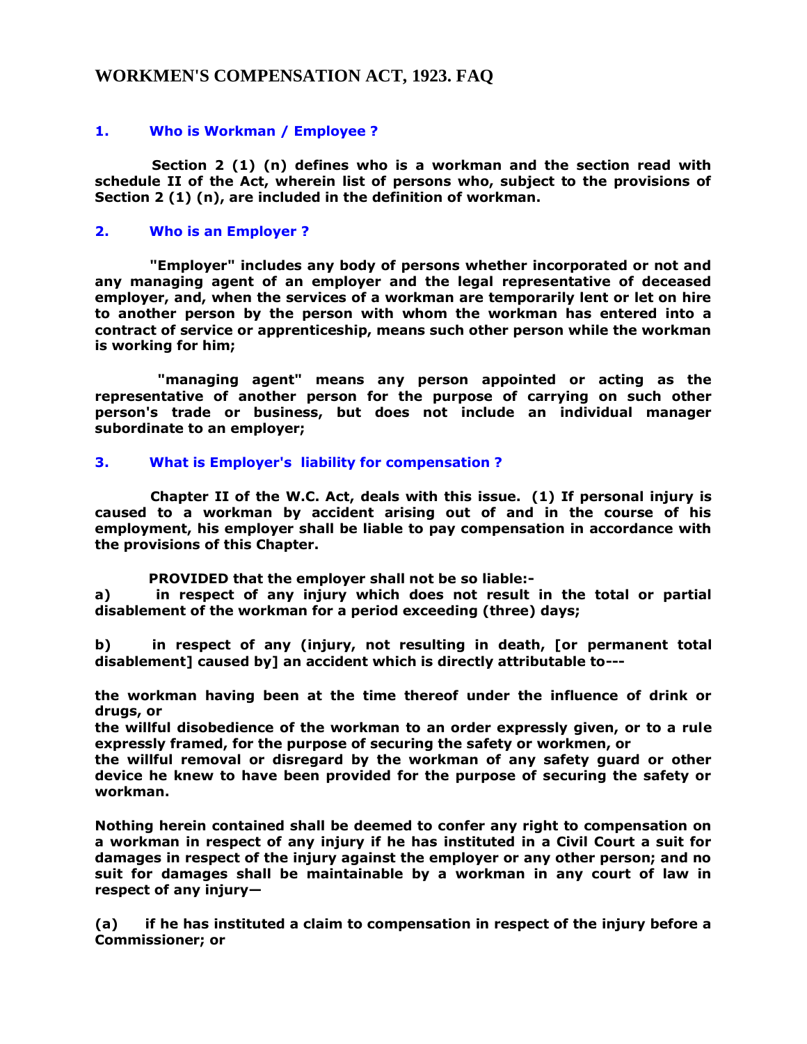# WORKMEN'S COMPENSATION ACT, 1923. FAQ

## 1. Who is Workman / Employee ?

**Section 2 (1) (n) defines who is a workman and the section read with schedule II of the Act, wherein list of persons who, subject to the provisions of Section 2 (1) (n), are included in the definition of workman.**

## 2. Who is an Employer ?

**"Employer" includes any body of persons whether incorporated or not and any managing agent of an employer and the legal representative of deceased employer, and, when the services of a workman are temporarily lent or let on hire to another person by the person with whom the workman has entered into a contract of service or apprenticeship, means such other person while the workman is working for him;**

**"managing agent" means any person appointed or acting as the representative of another person for the purpose of carrying on such other person's trade or business, but does not include an individual manager subordinate to an employer;**

## 3. What is Employer's liability for compensation ?

**Chapter II of the W.C. Act, deals with this issue. (1) If personal injury is caused to a workman by accident arising out of and in the course of his employment, his employer shall be liable to pay compensation in accordance with the provisions of this Chapter.**

**PROVIDED that the employer shall not be so liable:-**

**a) in respect of any injury which does not result in the total or partial disablement of the workman for a period exceeding (three) days;**

**b) in respect of any (injury, not resulting in death, [or permanent total disablement] caused by] an accident which is directly attributable to---**

**the workman having been at the time thereof under the influence of drink or drugs, or**
**the willful disobedience of the workman to an order expressly given, or to a rule expressly framed, for the purpose of securing the safety or workmen, or**
**the willful removal or disregard by the workman of any safety guard or other device he knew to have been provided for the purpose of securing the safety or workman.**

**Nothing herein contained shall be deemed to confer any right to compensation on a workman in respect of any injury if he has instituted in a Civil Court a suit for damages in respect of the injury against the employer or any other person; and no suit for damages shall be maintainable by a workman in any court of law in respect of any injury—**

**(a) if he has instituted a claim to compensation in respect of the injury before a Commissioner; or**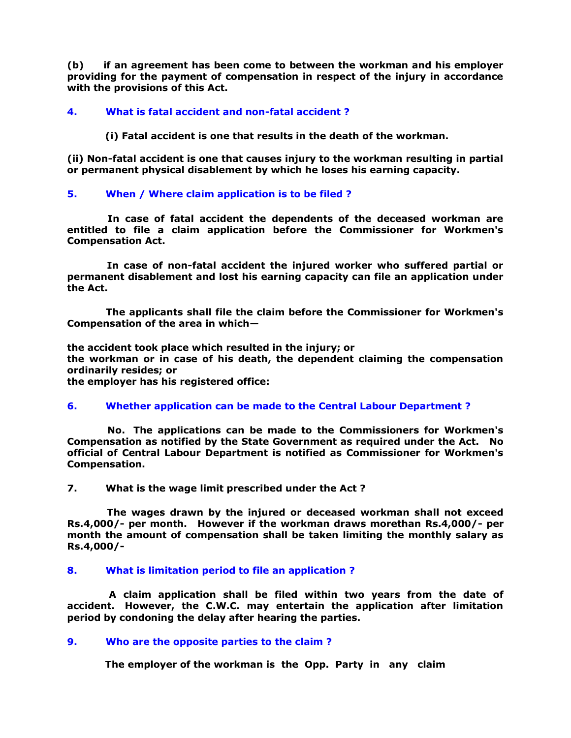**(b) if an agreement has been come to between the workman and his employer providing for the payment of compensation in respect of the injury in accordance with the provisions of this Act.**

### 4. What is fatal accident and non-fatal accident ?

**(i) Fatal accident is one that results in the death of the workman.**

**(ii) Non-fatal accident is one that causes injury to the workman resulting in partial or permanent physical disablement by which he loses his earning capacity.**

### 5. When / Where claim application is to be filed ?

**In case of fatal accident the dependents of the deceased workman are entitled to file a claim application before the Commissioner for Workmen's Compensation Act.**

**In case of non-fatal accident the injured worker who suffered partial or permanent disablement and lost his earning capacity can file an application under the Act.**

**The applicants shall file the claim before the Commissioner for Workmen's Compensation of the area in which—**

**the accident took place which resulted in the injury; or**
**the workman or in case of his death, the dependent claiming the compensation ordinarily resides; or**
**the employer has his registered office:**

### 6. Whether application can be made to the Central Labour Department ?

**No. The applications can be made to the Commissioners for Workmen's Compensation as notified by the State Government as required under the Act. No official of Central Labour Department is notified as Commissioner for Workmen's Compensation.**

### 7. What is the wage limit prescribed under the Act ?

**The wages drawn by the injured or deceased workman shall not exceed Rs.4,000/- per month. However if the workman draws morethan Rs.4,000/- per month the amount of compensation shall be taken limiting the monthly salary as Rs.4,000/-**

### 8. What is limitation period to file an application ?

**A claim application shall be filed within two years from the date of accident. However, the C.W.C. may entertain the application after limitation period by condoning the delay after hearing the parties.**

### 9. Who are the opposite parties to the claim ?

**The employer of the workman is the Opp. Party in any claim**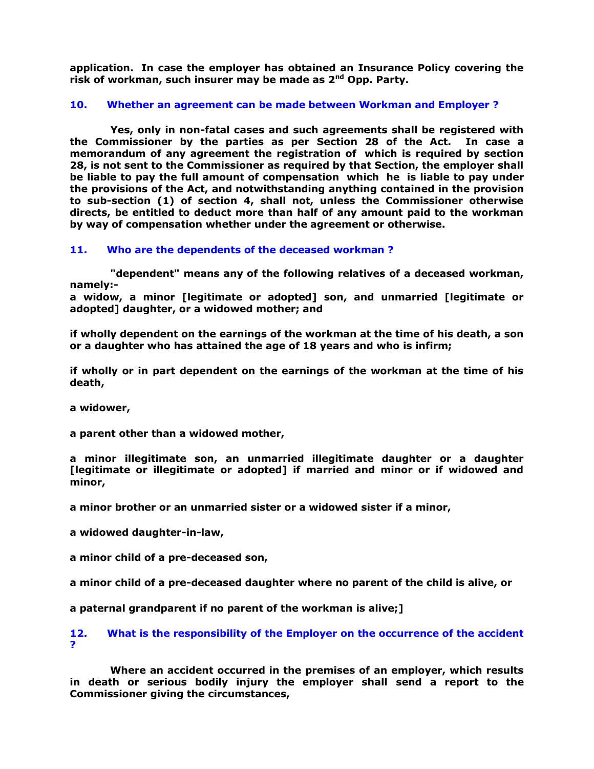**application. In case the employer has obtained an Insurance Policy covering the risk of workman, such insurer may be made as 2nd Opp. Party.**

### 10. Whether an agreement can be made between Workman and Employer ?

**Yes, only in non-fatal cases and such agreements shall be registered with the Commissioner by the parties as per Section 28 of the Act. In case a memorandum of any agreement the registration of which is required by section 28, is not sent to the Commissioner as required by that Section, the employer shall be liable to pay the full amount of compensation which he is liable to pay under the provisions of the Act, and notwithstanding anything contained in the provision to sub-section (1) of section 4, shall not, unless the Commissioner otherwise directs, be entitled to deduct more than half of any amount paid to the workman by way of compensation whether under the agreement or otherwise.**

### 11. Who are the dependents of the deceased workman ?

**"dependent" means any of the following relatives of a deceased workman, namely:-**

**a widow, a minor [legitimate or adopted] son, and unmarried [legitimate or adopted] daughter, or a widowed mother; and**

**if wholly dependent on the earnings of the workman at the time of his death, a son or a daughter who has attained the age of 18 years and who is infirm;**

**if wholly or in part dependent on the earnings of the workman at the time of his death,**

**a widower,**

**a parent other than a widowed mother,**

**a minor illegitimate son, an unmarried illegitimate daughter or a daughter [legitimate or illegitimate or adopted] if married and minor or if widowed and minor,**

**a minor brother or an unmarried sister or a widowed sister if a minor,**

**a widowed daughter-in-law,**

**a minor child of a pre-deceased son,**

**a minor child of a pre-deceased daughter where no parent of the child is alive, or**

**a paternal grandparent if no parent of the workman is alive;]**

### 12. What is the responsibility of the Employer on the occurrence of the accident ?

**Where an accident occurred in the premises of an employer, which results in death or serious bodily injury the employer shall send a report to the Commissioner giving the circumstances,**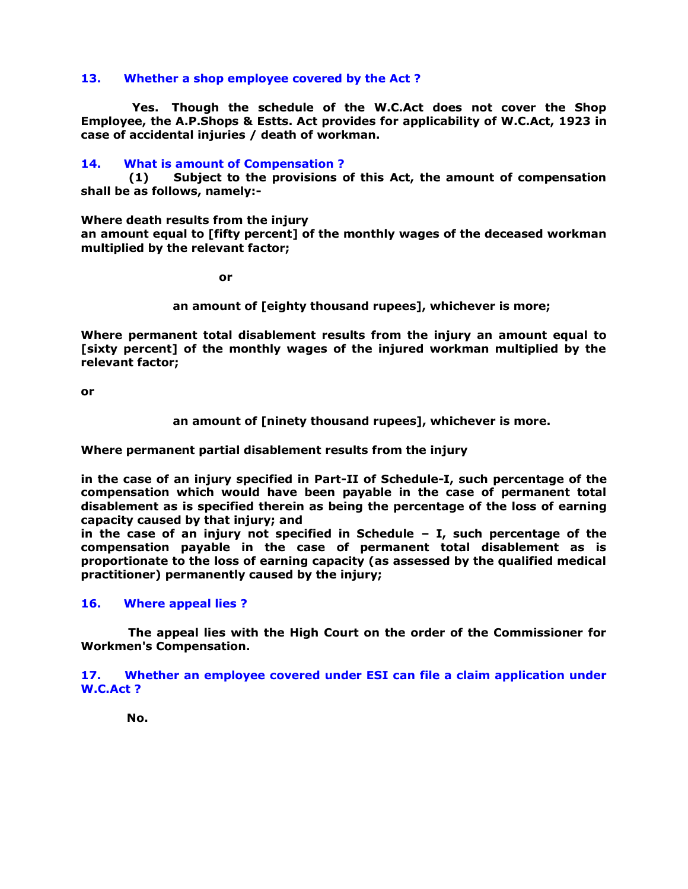### 13. Whether a shop employee covered by the Act ?

**Yes. Though the schedule of the W.C.Act does not cover the Shop Employee, the A.P.Shops & Estts. Act provides for applicability of W.C.Act, 1923 in case of accidental injuries / death of workman.**

### 14. What is amount of Compensation ?

**(1) Subject to the provisions of this Act, the amount of compensation shall be as follows, namely:-**

**Where death results from the injury**
**an amount equal to [fifty percent] of the monthly wages of the deceased workman multiplied by the relevant factor;**

**or**

**an amount of [eighty thousand rupees], whichever is more;**

**Where permanent total disablement results from the injury an amount equal to [sixty percent] of the monthly wages of the injured workman multiplied by the relevant factor;**

**or**

**an amount of [ninety thousand rupees], whichever is more.**

**Where permanent partial disablement results from the injury**

**in the case of an injury specified in Part-II of Schedule-I, such percentage of the compensation which would have been payable in the case of permanent total disablement as is specified therein as being the percentage of the loss of earning capacity caused by that injury; and**
**in the case of an injury not specified in Schedule – I, such percentage of the compensation payable in the case of permanent total disablement as is proportionate to the loss of earning capacity (as assessed by the qualified medical practitioner) permanently caused by the injury;**

### 16. Where appeal lies ?

**The appeal lies with the High Court on the order of the Commissioner for Workmen's Compensation.**

### 17. Whether an employee covered under ESI can file a claim application under W.C.Act ?

**No.**